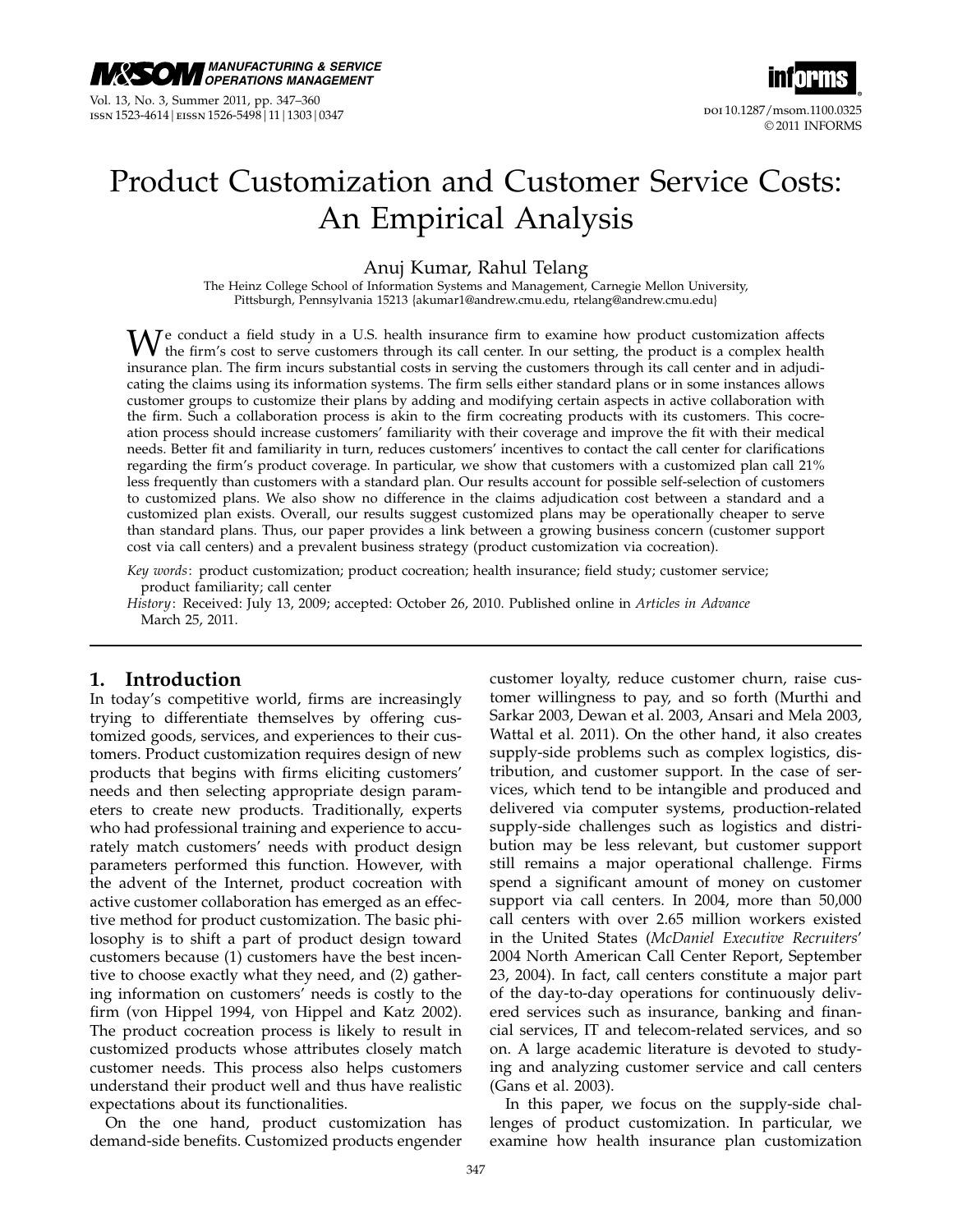# Product Customization and Customer Service Costs: An Empirical Analysis

Anuj Kumar, Rahul Telang

The Heinz College School of Information Systems and Management, Carnegie Mellon University, Pittsburgh, Pennsylvania 15213 {akumar1@andrew.cmu.edu, rtelang@andrew.cmu.edu}

We conduct a field study in a U.S. health insurance firm to examine how product customization affects the firm's cost to serve customers through its call center. In our setting, the product is a complex health insurance plan. The firm incurs substantial costs in serving the customers through its call center and in adjudicating the claims using its information systems. The firm sells either standard plans or in some instances allows customer groups to customize their plans by adding and modifying certain aspects in active collaboration with the firm. Such a collaboration process is akin to the firm cocreating products with its customers. This cocreation process should increase customers' familiarity with their coverage and improve the fit with their medical needs. Better fit and familiarity in turn, reduces customers' incentives to contact the call center for clarifications regarding the firm's product coverage. In particular, we show that customers with a customized plan call 21% less frequently than customers with a standard plan. Our results account for possible self-selection of customers to customized plans. We also show no difference in the claims adjudication cost between a standard and a customized plan exists. Overall, our results suggest customized plans may be operationally cheaper to serve than standard plans. Thus, our paper provides a link between a growing business concern (customer support cost via call centers) and a prevalent business strategy (product customization via cocreation).

*Key words*: product customization; product cocreation; health insurance; field study; customer service; product familiarity; call center

*History*: Received: July 13, 2009; accepted: October 26, 2010. Published online in *Articles in Advance* March 25, 2011.

## 1. Introduction

In today's competitive world, firms are increasingly trying to differentiate themselves by offering customized goods, services, and experiences to their customers. Product customization requires design of new products that begins with firms eliciting customers' needs and then selecting appropriate design parameters to create new products. Traditionally, experts who had professional training and experience to accurately match customers' needs with product design parameters performed this function. However, with the advent of the Internet, product cocreation with active customer collaboration has emerged as an effective method for product customization. The basic philosophy is to shift a part of product design toward customers because (1) customers have the best incentive to choose exactly what they need, and (2) gathering information on customers' needs is costly to the firm (von Hippel 1994, von Hippel and Katz 2002). The product cocreation process is likely to result in customized products whose attributes closely match customer needs. This process also helps customers understand their product well and thus have realistic expectations about its functionalities.

On the one hand, product customization has demand-side benefits. Customized products engender customer loyalty, reduce customer churn, raise customer willingness to pay, and so forth (Murthi and Sarkar 2003, Dewan et al. 2003, Ansari and Mela 2003, Wattal et al. 2011). On the other hand, it also creates supply-side problems such as complex logistics, distribution, and customer support. In the case of services, which tend to be intangible and produced and delivered via computer systems, production-related supply-side challenges such as logistics and distribution may be less relevant, but customer support still remains a major operational challenge. Firms spend a significant amount of money on customer support via call centers. In 2004, more than 50,000 call centers with over 2.65 million workers existed in the United States (*McDaniel Executive Recruiters'* 2004 North American Call Center Report, September 23, 2004). In fact, call centers constitute a major part of the day-to-day operations for continuously delivered services such as insurance, banking and financial services, IT and telecom-related services, and so on. A large academic literature is devoted to studying and analyzing customer service and call centers (Gans et al. 2003).

In this paper, we focus on the supply-side challenges of product customization. In particular, we examine how health insurance plan customization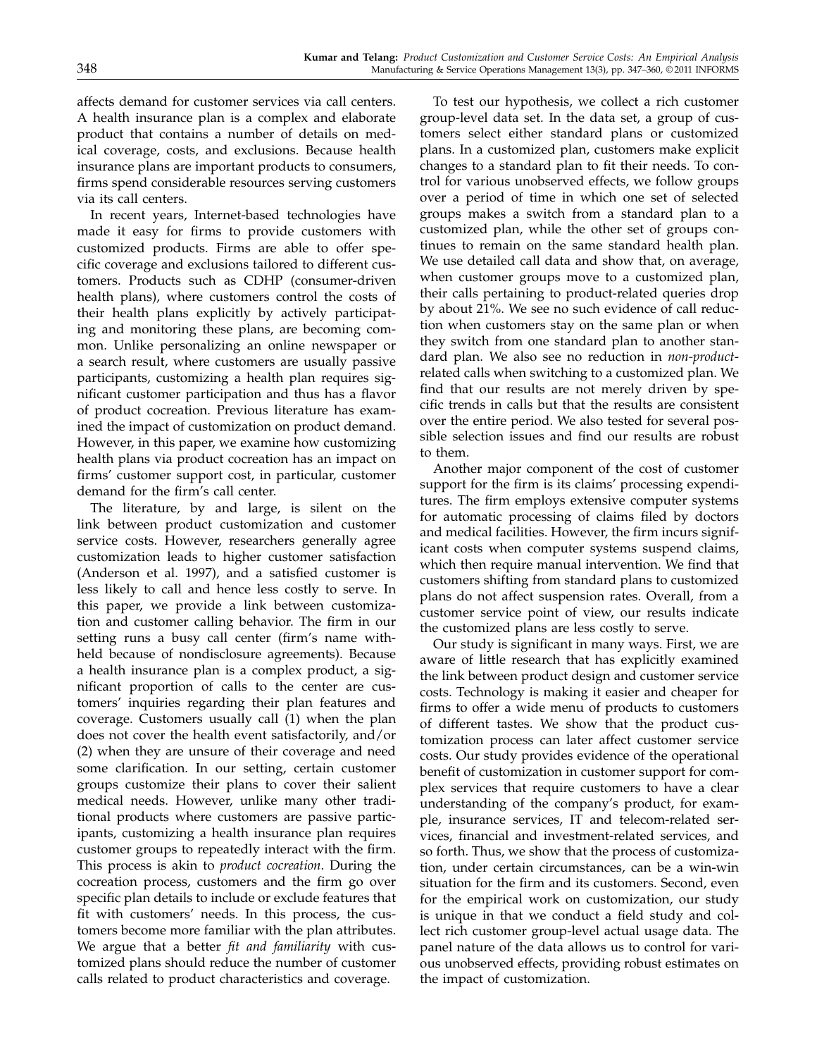affects demand for customer services via call centers. A health insurance plan is a complex and elaborate product that contains a number of details on medical coverage, costs, and exclusions. Because health insurance plans are important products to consumers, firms spend considerable resources serving customers via its call centers.

In recent years, Internet-based technologies have made it easy for firms to provide customers with customized products. Firms are able to offer specific coverage and exclusions tailored to different customers. Products such as CDHP (consumer-driven health plans), where customers control the costs of their health plans explicitly by actively participating and monitoring these plans, are becoming common. Unlike personalizing an online newspaper or a search result, where customers are usually passive participants, customizing a health plan requires significant customer participation and thus has a flavor of product cocreation. Previous literature has examined the impact of customization on product demand. However, in this paper, we examine how customizing health plans via product cocreation has an impact on firms' customer support cost, in particular, customer demand for the firm's call center.

The literature, by and large, is silent on the link between product customization and customer service costs. However, researchers generally agree customization leads to higher customer satisfaction (Anderson et al. 1997), and a satisfied customer is less likely to call and hence less costly to serve. In this paper, we provide a link between customization and customer calling behavior. The firm in our setting runs a busy call center (firm's name withheld because of nondisclosure agreements). Because a health insurance plan is a complex product, a significant proportion of calls to the center are customers' inquiries regarding their plan features and coverage. Customers usually call (1) when the plan does not cover the health event satisfactorily, and/or (2) when they are unsure of their coverage and need some clarification. In our setting, certain customer groups customize their plans to cover their salient medical needs. However, unlike many other traditional products where customers are passive participants, customizing a health insurance plan requires customer groups to repeatedly interact with the firm. This process is akin to *product cocreation*. During the cocreation process, customers and the firm go over specific plan details to include or exclude features that fit with customers' needs. In this process, the customers become more familiar with the plan attributes. We argue that a better *fit and familiarity* with customized plans should reduce the number of customer calls related to product characteristics and coverage.

To test our hypothesis, we collect a rich customer group-level data set. In the data set, a group of customers select either standard plans or customized plans. In a customized plan, customers make explicit changes to a standard plan to fit their needs. To control for various unobserved effects, we follow groups over a period of time in which one set of selected groups makes a switch from a standard plan to a customized plan, while the other set of groups continues to remain on the same standard health plan. We use detailed call data and show that, on average, when customer groups move to a customized plan, their calls pertaining to product-related queries drop by about 21%. We see no such evidence of call reduction when customers stay on the same plan or when they switch from one standard plan to another standard plan. We also see no reduction in *non-product*-related calls when switching to a customized plan. We find that our results are not merely driven by specific trends in calls but that the results are consistent over the entire period. We also tested for several possible selection issues and find our results are robust to them.

Another major component of the cost of customer support for the firm is its claims' processing expenditures. The firm employs extensive computer systems for automatic processing of claims filed by doctors and medical facilities. However, the firm incurs significant costs when computer systems suspend claims, which then require manual intervention. We find that customers shifting from standard plans to customized plans do not affect suspension rates. Overall, from a customer service point of view, our results indicate the customized plans are less costly to serve.

Our study is significant in many ways. First, we are aware of little research that has explicitly examined the link between product design and customer service costs. Technology is making it easier and cheaper for firms to offer a wide menu of products to customers of different tastes. We show that the product customization process can later affect customer service costs. Our study provides evidence of the operational benefit of customization in customer support for complex services that require customers to have a clear understanding of the company's product, for example, insurance services, IT and telecom-related services, financial and investment-related services, and so forth. Thus, we show that the process of customization, under certain circumstances, can be a win-win situation for the firm and its customers. Second, even for the empirical work on customization, our study is unique in that we conduct a field study and collect rich customer group-level actual usage data. The panel nature of the data allows us to control for various unobserved effects, providing robust estimates on the impact of customization.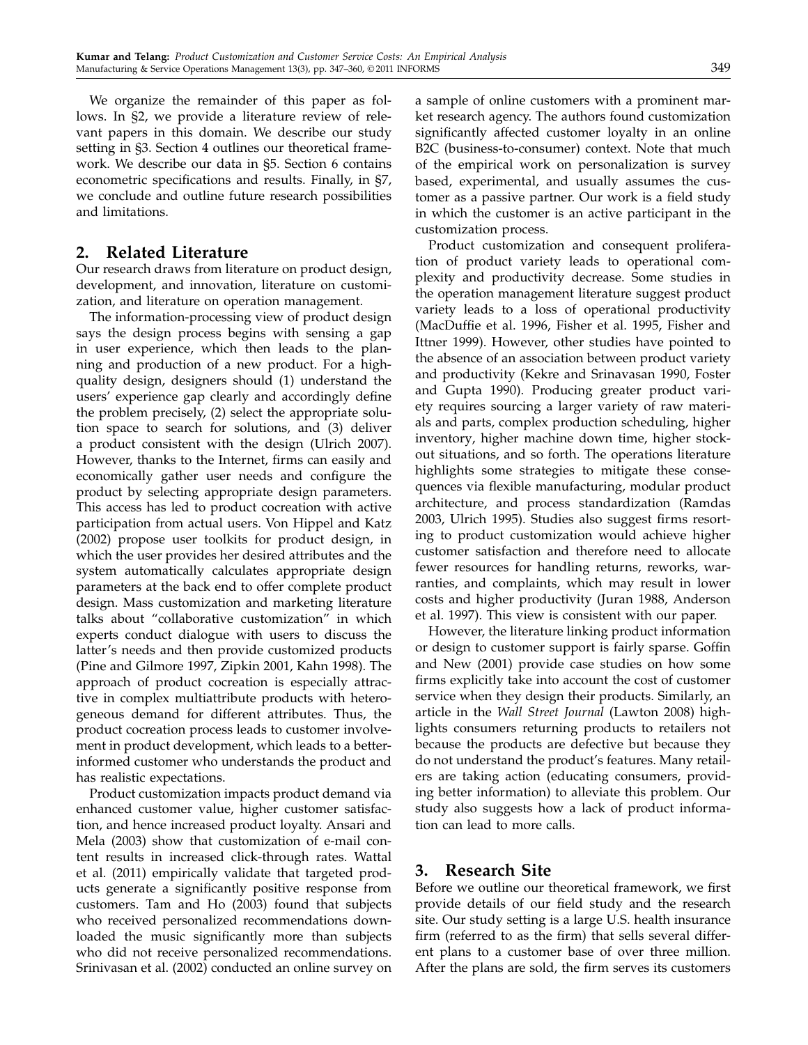We organize the remainder of this paper as follows. In §2, we provide a literature review of relevant papers in this domain. We describe our study setting in §3. Section 4 outlines our theoretical framework. We describe our data in §5. Section 6 contains econometric specifications and results. Finally, in §7, we conclude and outline future research possibilities and limitations.

## 2. Related Literature

Our research draws from literature on product design, development, and innovation, literature on customization, and literature on operation management.

The information-processing view of product design says the design process begins with sensing a gap in user experience, which then leads to the planning and production of a new product. For a high-quality design, designers should (1) understand the users' experience gap clearly and accordingly define the problem precisely, (2) select the appropriate solution space to search for solutions, and (3) deliver a product consistent with the design (Ulrich 2007). However, thanks to the Internet, firms can easily and economically gather user needs and configure the product by selecting appropriate design parameters. This access has led to product cocreation with active participation from actual users. Von Hippel and Katz (2002) propose user toolkits for product design, in which the user provides her desired attributes and the system automatically calculates appropriate design parameters at the back end to offer complete product design. Mass customization and marketing literature talks about "collaborative customization" in which experts conduct dialogue with users to discuss the latter's needs and then provide customized products (Pine and Gilmore 1997, Zipkin 2001, Kahn 1998). The approach of product cocreation is especially attractive in complex multiattribute products with heterogeneous demand for different attributes. Thus, the product cocreation process leads to customer involvement in product development, which leads to a better-informed customer who understands the product and has realistic expectations.

Product customization impacts product demand via enhanced customer value, higher customer satisfaction, and hence increased product loyalty. Ansari and Mela (2003) show that customization of e-mail content results in increased click-through rates. Wattal et al. (2011) empirically validate that targeted products generate a significantly positive response from customers. Tam and Ho (2003) found that subjects who received personalized recommendations downloaded the music significantly more than subjects who did not receive personalized recommendations. Srinivasan et al. (2002) conducted an online survey on a sample of online customers with a prominent market research agency. The authors found customization significantly affected customer loyalty in an online B2C (business-to-consumer) context. Note that much of the empirical work on personalization is survey based, experimental, and usually assumes the customer as a passive partner. Our work is a field study in which the customer is an active participant in the customization process.

Product customization and consequent proliferation of product variety leads to operational complexity and productivity decrease. Some studies in the operation management literature suggest product variety leads to a loss of operational productivity (MacDuffie et al. 1996, Fisher et al. 1995, Fisher and Ittner 1999). However, other studies have pointed to the absence of an association between product variety and productivity (Kekre and Srinavasan 1990, Foster and Gupta 1990). Producing greater product variety requires sourcing a larger variety of raw materials and parts, complex production scheduling, higher inventory, higher machine down time, higher stockout situations, and so forth. The operations literature highlights some strategies to mitigate these consequences via flexible manufacturing, modular product architecture, and process standardization (Ramdas 2003, Ulrich 1995). Studies also suggest firms resorting to product customization would achieve higher customer satisfaction and therefore need to allocate fewer resources for handling returns, reworks, warranties, and complaints, which may result in lower costs and higher productivity (Juran 1988, Anderson et al. 1997). This view is consistent with our paper.

However, the literature linking product information or design to customer support is fairly sparse. Goffin and New (2001) provide case studies on how some firms explicitly take into account the cost of customer service when they design their products. Similarly, an article in the *Wall Street Journal* (Lawton 2008) highlights consumers returning products to retailers not because the products are defective but because they do not understand the product's features. Many retailers are taking action (educating consumers, providing better information) to alleviate this problem. Our study also suggests how a lack of product information can lead to more calls.

## 3. Research Site

Before we outline our theoretical framework, we first provide details of our field study and the research site. Our study setting is a large U.S. health insurance firm (referred to as the firm) that sells several different plans to a customer base of over three million. After the plans are sold, the firm serves its customers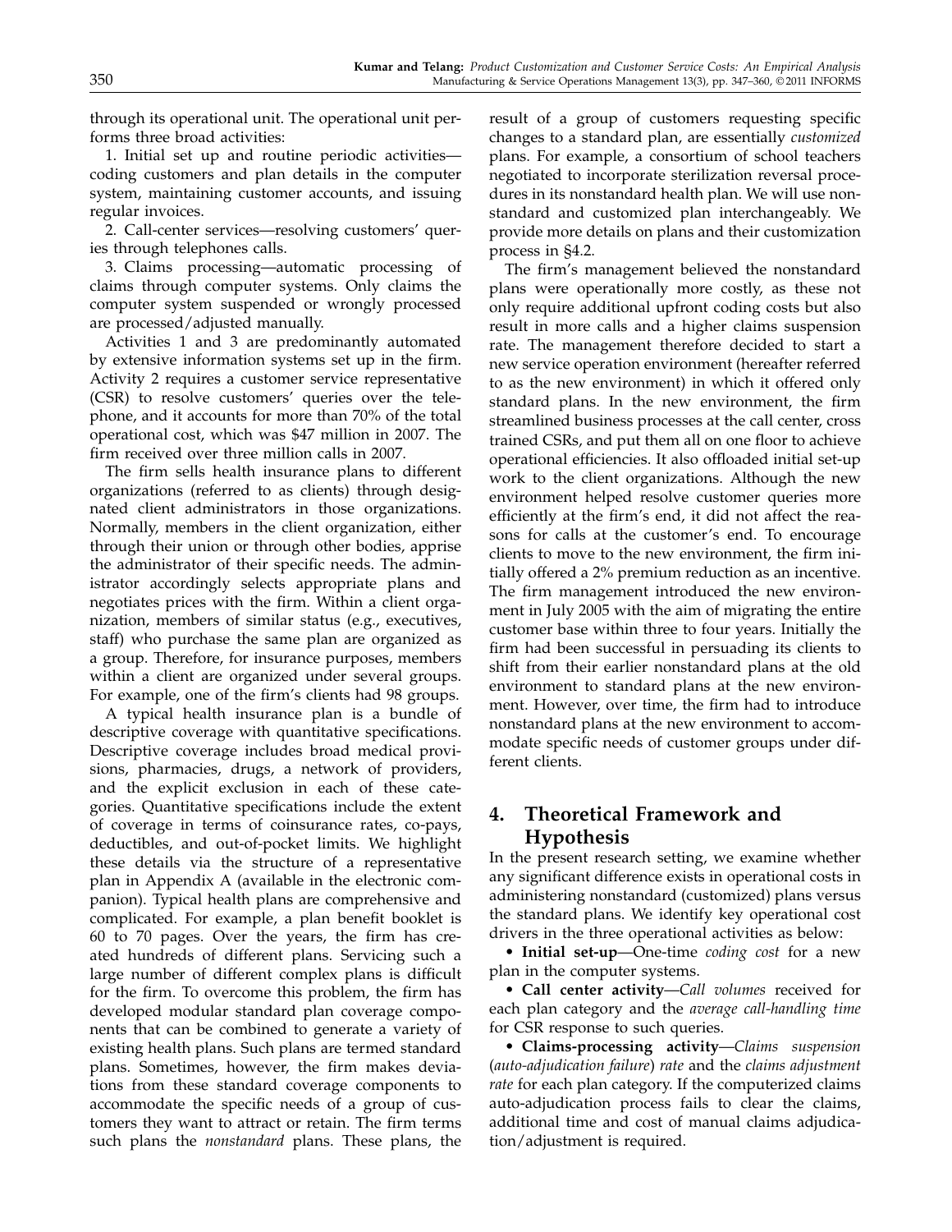through its operational unit. The operational unit performs three broad activities:

1. Initial set up and routine periodic activities—coding customers and plan details in the computer system, maintaining customer accounts, and issuing regular invoices.
2. Call-center services—resolving customers' queries through telephones calls.
3. Claims processing—automatic processing of claims through computer systems. Only claims the computer system suspended or wrongly processed are processed/adjusted manually.

Activities 1 and 3 are predominantly automated by extensive information systems set up in the firm. Activity 2 requires a customer service representative (CSR) to resolve customers' queries over the telephone, and it accounts for more than 70% of the total operational cost, which was $47 million in 2007. The firm received over three million calls in 2007.

The firm sells health insurance plans to different organizations (referred to as clients) through designated client administrators in those organizations. Normally, members in the client organization, either through their union or through other bodies, apprise the administrator of their specific needs. The administrator accordingly selects appropriate plans and negotiates prices with the firm. Within a client organization, members of similar status (e.g., executives, staff) who purchase the same plan are organized as a group. Therefore, for insurance purposes, members within a client are organized under several groups. For example, one of the firm's clients had 98 groups.

A typical health insurance plan is a bundle of descriptive coverage with quantitative specifications. Descriptive coverage includes broad medical provisions, pharmacies, drugs, a network of providers, and the explicit exclusion in each of these categories. Quantitative specifications include the extent of coverage in terms of coinsurance rates, co-pays, deductibles, and out-of-pocket limits. We highlight these details via the structure of a representative plan in Appendix A (available in the electronic companion). Typical health plans are comprehensive and complicated. For example, a plan benefit booklet is 60 to 70 pages. Over the years, the firm has created hundreds of different plans. Servicing such a large number of different complex plans is difficult for the firm. To overcome this problem, the firm has developed modular standard plan coverage components that can be combined to generate a variety of existing health plans. Such plans are termed standard plans. Sometimes, however, the firm makes deviations from these standard coverage components to accommodate the specific needs of a group of customers they want to attract or retain. The firm terms such plans the *nonstandard* plans. These plans, the result of a group of customers requesting specific changes to a standard plan, are essentially *customized* plans. For example, a consortium of school teachers negotiated to incorporate sterilization reversal procedures in its nonstandard health plan. We will use nonstandard and customized plan interchangeably. We provide more details on plans and their customization process in §4.2.

The firm's management believed the nonstandard plans were operationally more costly, as these not only require additional upfront coding costs but also result in more calls and a higher claims suspension rate. The management therefore decided to start a new service operation environment (hereafter referred to as the new environment) in which it offered only standard plans. In the new environment, the firm streamlined business processes at the call center, cross trained CSRs, and put them all on one floor to achieve operational efficiencies. It also offloaded initial set-up work to the client organizations. Although the new environment helped resolve customer queries more efficiently at the firm's end, it did not affect the reasons for calls at the customer's end. To encourage clients to move to the new environment, the firm initially offered a 2% premium reduction as an incentive. The firm management introduced the new environment in July 2005 with the aim of migrating the entire customer base within three to four years. Initially the firm had been successful in persuading its clients to shift from their earlier nonstandard plans at the old environment to standard plans at the new environment. However, over time, the firm had to introduce nonstandard plans at the new environment to accommodate specific needs of customer groups under different clients.

# 4. Theoretical Framework and Hypothesis

In the present research setting, we examine whether any significant difference exists in operational costs in administering nonstandard (customized) plans versus the standard plans. We identify key operational cost drivers in the three operational activities as below:

- **Initial set-up**—One-time *coding cost* for a new plan in the computer systems.
- **Call center activity**—*Call volumes* received for each plan category and the *average call-handling time* for CSR response to such queries.
- **Claims-processing activity**—*Claims suspension* (*auto-adjudication failure*) *rate* and the *claims adjustment rate* for each plan category. If the computerized claims auto-adjudication process fails to clear the claims, additional time and cost of manual claims adjudication/adjustment is required.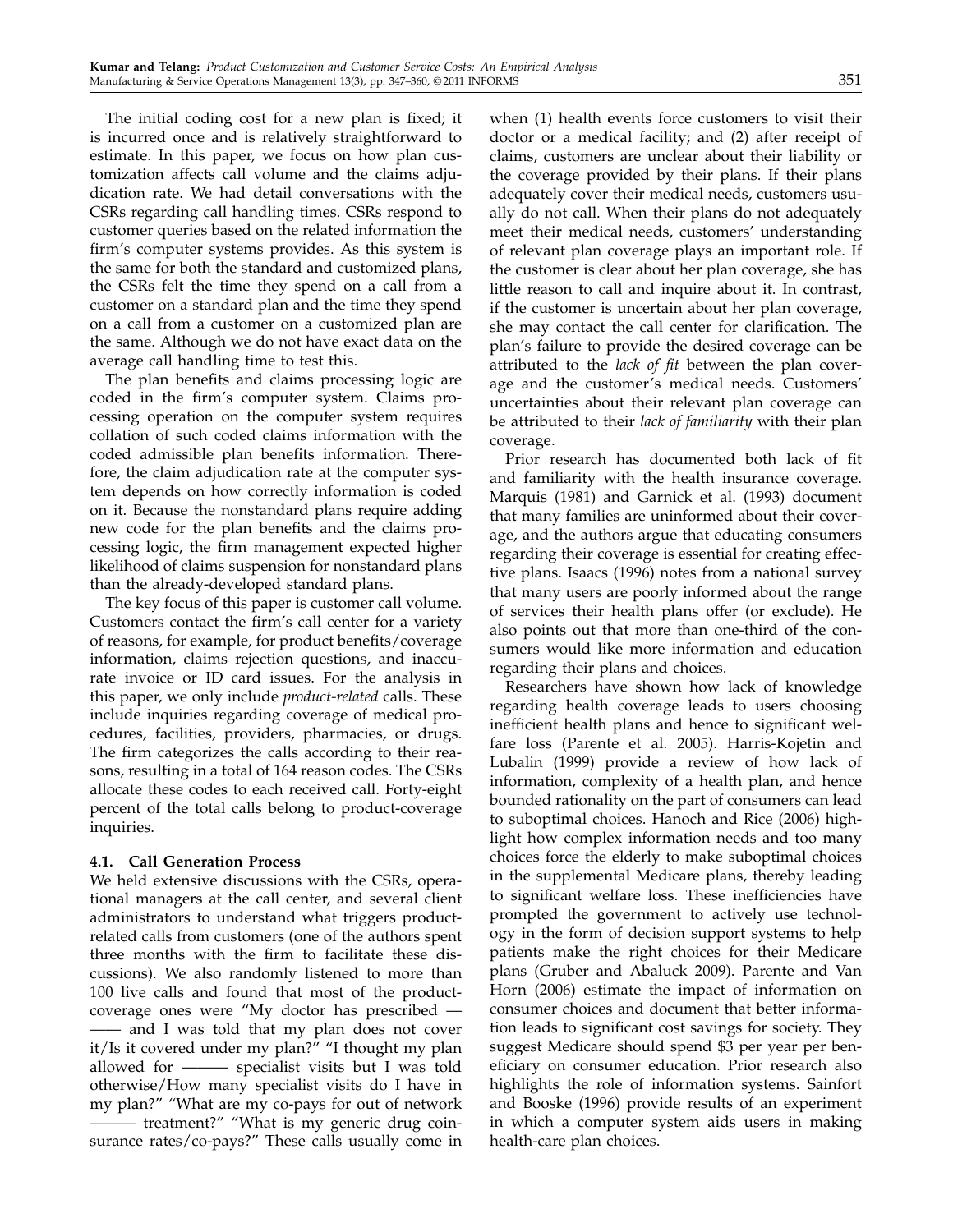The initial coding cost for a new plan is fixed; it is incurred once and is relatively straightforward to estimate. In this paper, we focus on how plan customization affects call volume and the claims adjudication rate. We had detail conversations with the CSRs regarding call handling times. CSRs respond to customer queries based on the related information the firm's computer systems provides. As this system is the same for both the standard and customized plans, the CSRs felt the time they spend on a call from a customer on a standard plan and the time they spend on a call from a customer on a customized plan are the same. Although we do not have exact data on the average call handling time to test this.

The plan benefits and claims processing logic are coded in the firm's computer system. Claims processing operation on the computer system requires collation of such coded claims information with the coded admissible plan benefits information. Therefore, the claim adjudication rate at the computer system depends on how correctly information is coded on it. Because the nonstandard plans require adding new code for the plan benefits and the claims processing logic, the firm management expected higher likelihood of claims suspension for nonstandard plans than the already-developed standard plans.

The key focus of this paper is customer call volume. Customers contact the firm's call center for a variety of reasons, for example, for product benefits/coverage information, claims rejection questions, and inaccurate invoice or ID card issues. For the analysis in this paper, we only include *product-related* calls. These include inquiries regarding coverage of medical procedures, facilities, providers, pharmacies, or drugs. The firm categorizes the calls according to their reasons, resulting in a total of 164 reason codes. The CSRs allocate these codes to each received call. Forty-eight percent of the total calls belong to product-coverage inquiries.

### 4.1. Call Generation Process

We held extensive discussions with the CSRs, operational managers at the call center, and several client administrators to understand what triggers product-related calls from customers (one of the authors spent three months with the firm to facilitate these discussions). We also randomly listened to more than 100 live calls and found that most of the product-coverage ones were "My doctor has prescribed —— —— and I was told that my plan does not cover it/Is it covered under my plan?" "I thought my plan allowed for ——— specialist visits but I was told otherwise/How many specialist visits do I have in my plan?" "What are my co-pays for out of network ——— treatment?" "What is my generic drug coinsurance rates/co-pays?" These calls usually come in when (1) health events force customers to visit their doctor or a medical facility; and (2) after receipt of claims, customers are unclear about their liability or the coverage provided by their plans. If their plans adequately cover their medical needs, customers usually do not call. When their plans do not adequately meet their medical needs, customers' understanding of relevant plan coverage plays an important role. If the customer is clear about her plan coverage, she has little reason to call and inquire about it. In contrast, if the customer is uncertain about her plan coverage, she may contact the call center for clarification. The plan's failure to provide the desired coverage can be attributed to the *lack of fit* between the plan coverage and the customer's medical needs. Customers' uncertainties about their relevant plan coverage can be attributed to their *lack of familiarity* with their plan coverage.

Prior research has documented both lack of fit and familiarity with the health insurance coverage. Marquis (1981) and Garnick et al. (1993) document that many families are uninformed about their coverage, and the authors argue that educating consumers regarding their coverage is essential for creating effective plans. Isaacs (1996) notes from a national survey that many users are poorly informed about the range of services their health plans offer (or exclude). He also points out that more than one-third of the consumers would like more information and education regarding their plans and choices.

Researchers have shown how lack of knowledge regarding health coverage leads to users choosing inefficient health plans and hence to significant welfare loss (Parente et al. 2005). Harris-Kojetin and Lubalin (1999) provide a review of how lack of information, complexity of a health plan, and hence bounded rationality on the part of consumers can lead to suboptimal choices. Hanoch and Rice (2006) highlight how complex information needs and too many choices force the elderly to make suboptimal choices in the supplemental Medicare plans, thereby leading to significant welfare loss. These inefficiencies have prompted the government to actively use technology in the form of decision support systems to help patients make the right choices for their Medicare plans (Gruber and Abaluck 2009). Parente and Van Horn (2006) estimate the impact of information on consumer choices and document that better information leads to significant cost savings for society. They suggest Medicare should spend \$3 per year per beneficiary on consumer education. Prior research also highlights the role of information systems. Sainfort and Booske (1996) provide results of an experiment in which a computer system aids users in making health-care plan choices.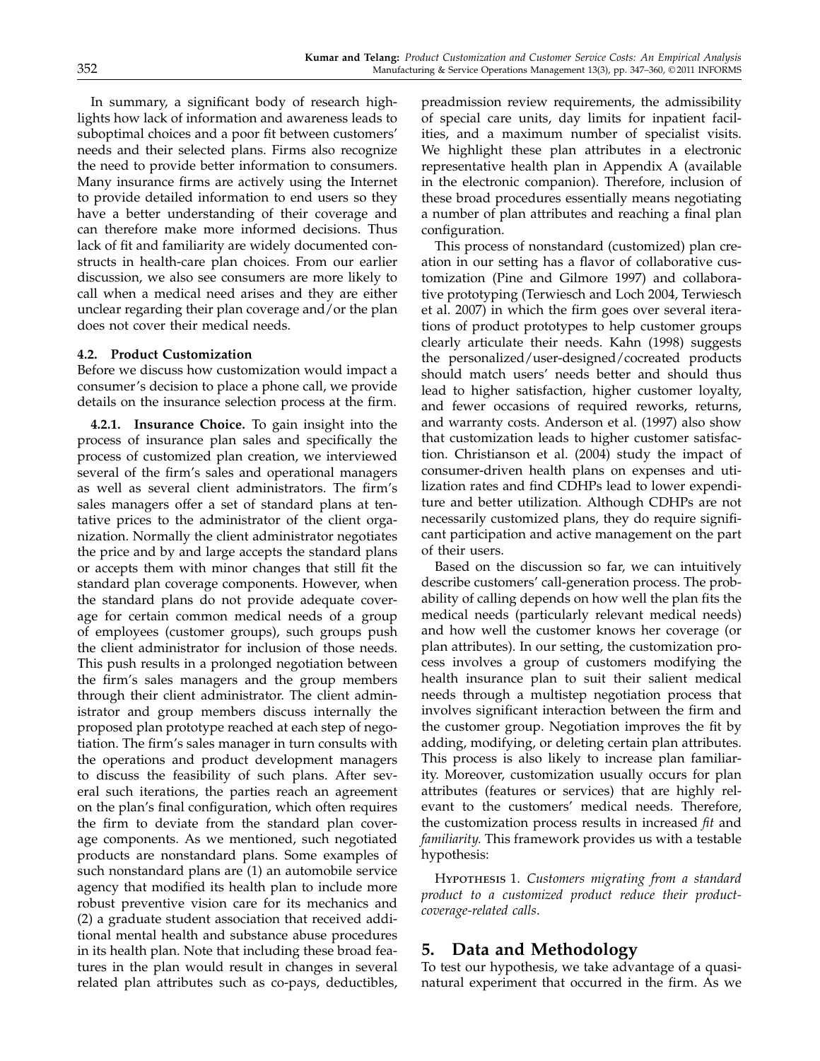In summary, a significant body of research highlights how lack of information and awareness leads to suboptimal choices and a poor fit between customers' needs and their selected plans. Firms also recognize the need to provide better information to consumers. Many insurance firms are actively using the Internet to provide detailed information to end users so they have a better understanding of their coverage and can therefore make more informed decisions. Thus lack of fit and familiarity are widely documented constructs in health-care plan choices. From our earlier discussion, we also see consumers are more likely to call when a medical need arises and they are either unclear regarding their plan coverage and/or the plan does not cover their medical needs.

### 4.2. Product Customization

Before we discuss how customization would impact a consumer's decision to place a phone call, we provide details on the insurance selection process at the firm.

**4.2.1. Insurance Choice.** To gain insight into the process of insurance plan sales and specifically the process of customized plan creation, we interviewed several of the firm's sales and operational managers as well as several client administrators. The firm's sales managers offer a set of standard plans at tentative prices to the administrator of the client organization. Normally the client administrator negotiates the price and by and large accepts the standard plans or accepts them with minor changes that still fit the standard plan coverage components. However, when the standard plans do not provide adequate coverage for certain common medical needs of a group of employees (customer groups), such groups push the client administrator for inclusion of those needs. This push results in a prolonged negotiation between the firm's sales managers and the group members through their client administrator. The client administrator and group members discuss internally the proposed plan prototype reached at each step of negotiation. The firm's sales manager in turn consults with the operations and product development managers to discuss the feasibility of such plans. After several such iterations, the parties reach an agreement on the plan's final configuration, which often requires the firm to deviate from the standard plan coverage components. As we mentioned, such negotiated products are nonstandard plans. Some examples of such nonstandard plans are (1) an automobile service agency that modified its health plan to include more robust preventive vision care for its mechanics and (2) a graduate student association that received additional mental health and substance abuse procedures in its health plan. Note that including these broad features in the plan would result in changes in several related plan attributes such as co-pays, deductibles, preadmission review requirements, the admissibility of special care units, day limits for inpatient facilities, and a maximum number of specialist visits. We highlight these plan attributes in a electronic representative health plan in Appendix A (available in the electronic companion). Therefore, inclusion of these broad procedures essentially means negotiating a number of plan attributes and reaching a final plan configuration.

This process of nonstandard (customized) plan creation in our setting has a flavor of collaborative customization (Pine and Gilmore 1997) and collaborative prototyping (Terwiesch and Loch 2004, Terwiesch et al. 2007) in which the firm goes over several iterations of product prototypes to help customer groups clearly articulate their needs. Kahn (1998) suggests the personalized/user-designed/cocreated products should match users' needs better and should thus lead to higher satisfaction, higher customer loyalty, and fewer occasions of required reworks, returns, and warranty costs. Anderson et al. (1997) also show that customization leads to higher customer satisfaction. Christianson et al. (2004) study the impact of consumer-driven health plans on expenses and utilization rates and find CDHPs lead to lower expenditure and better utilization. Although CDHPs are not necessarily customized plans, they do require significant participation and active management on the part of their users.

Based on the discussion so far, we can intuitively describe customers' call-generation process. The probability of calling depends on how well the plan fits the medical needs (particularly relevant medical needs) and how well the customer knows her coverage (or plan attributes). In our setting, the customization process involves a group of customers modifying the health insurance plan to suit their salient medical needs through a multistep negotiation process that involves significant interaction between the firm and the customer group. Negotiation improves the fit by adding, modifying, or deleting certain plan attributes. This process is also likely to increase plan familiarity. Moreover, customization usually occurs for plan attributes (features or services) that are highly relevant to the customers' medical needs. Therefore, the customization process results in increased *fit* and *familiarity*. This framework provides us with a testable hypothesis:

Hypothesis 1. *Customers migrating from a standard product to a customized product reduce their product-coverage-related calls.*

## 5. Data and Methodology

To test our hypothesis, we take advantage of a quasi-natural experiment that occurred in the firm. As we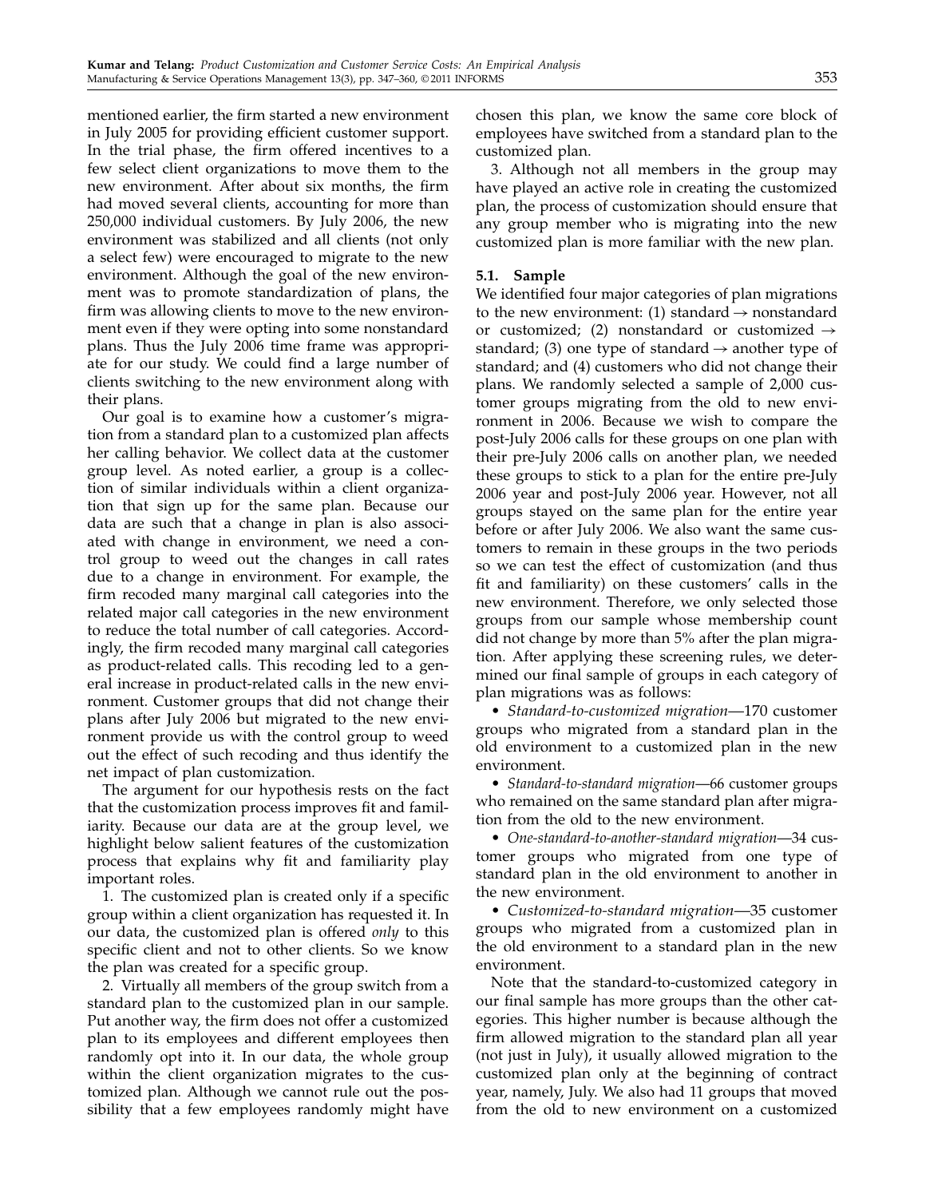mentioned earlier, the firm started a new environment in July 2005 for providing efficient customer support. In the trial phase, the firm offered incentives to a few select client organizations to move them to the new environment. After about six months, the firm had moved several clients, accounting for more than 250,000 individual customers. By July 2006, the new environment was stabilized and all clients (not only a select few) were encouraged to migrate to the new environment. Although the goal of the new environment was to promote standardization of plans, the firm was allowing clients to move to the new environment even if they were opting into some nonstandard plans. Thus the July 2006 time frame was appropriate for our study. We could find a large number of clients switching to the new environment along with their plans.

Our goal is to examine how a customer's migration from a standard plan to a customized plan affects her calling behavior. We collect data at the customer group level. As noted earlier, a group is a collection of similar individuals within a client organization that sign up for the same plan. Because our data are such that a change in plan is also associated with change in environment, we need a control group to weed out the changes in call rates due to a change in environment. For example, the firm recoded many marginal call categories into the related major call categories in the new environment to reduce the total number of call categories. Accordingly, the firm recoded many marginal call categories as product-related calls. This recoding led to a general increase in product-related calls in the new environment. Customer groups that did not change their plans after July 2006 but migrated to the new environment provide us with the control group to weed out the effect of such recoding and thus identify the net impact of plan customization.

The argument for our hypothesis rests on the fact that the customization process improves fit and familiarity. Because our data are at the group level, we highlight below salient features of the customization process that explains why fit and familiarity play important roles.

1. The customized plan is created only if a specific group within a client organization has requested it. In our data, the customized plan is offered *only* to this specific client and not to other clients. So we know the plan was created for a specific group.

2. Virtually all members of the group switch from a standard plan to the customized plan in our sample. Put another way, the firm does not offer a customized plan to its employees and different employees then randomly opt into it. In our data, the whole group within the client organization migrates to the customized plan. Although we cannot rule out the possibility that a few employees randomly might have chosen this plan, we know the same core block of employees have switched from a standard plan to the customized plan.

3. Although not all members in the group may have played an active role in creating the customized plan, the process of customization should ensure that any group member who is migrating into the new customized plan is more familiar with the new plan.

### 5.1. Sample

We identified four major categories of plan migrations to the new environment: (1) standard → nonstandard or customized; (2) nonstandard or customized → standard; (3) one type of standard → another type of standard; and (4) customers who did not change their plans. We randomly selected a sample of 2,000 customer groups migrating from the old to new environment in 2006. Because we wish to compare the post-July 2006 calls for these groups on one plan with their pre-July 2006 calls on another plan, we needed these groups to stick to a plan for the entire pre-July 2006 year and post-July 2006 year. However, not all groups stayed on the same plan for the entire year before or after July 2006. We also want the same customers to remain in these groups in the two periods so we can test the effect of customization (and thus fit and familiarity) on these customers' calls in the new environment. Therefore, we only selected those groups from our sample whose membership count did not change by more than 5% after the plan migration. After applying these screening rules, we determined our final sample of groups in each category of plan migrations was as follows:

- *Standard-to-customized migration*—170 customer groups who migrated from a standard plan in the old environment to a customized plan in the new environment.
- *Standard-to-standard migration*—66 customer groups who remained on the same standard plan after migration from the old to the new environment.
- *One-standard-to-another-standard migration*—34 customer groups who migrated from one type of standard plan in the old environment to another in the new environment.
- *Customized-to-standard migration*—35 customer groups who migrated from a customized plan in the old environment to a standard plan in the new environment.

Note that the standard-to-customized category in our final sample has more groups than the other categories. This higher number is because although the firm allowed migration to the standard plan all year (not just in July), it usually allowed migration to the customized plan only at the beginning of contract year, namely, July. We also had 11 groups that moved from the old to new environment on a customized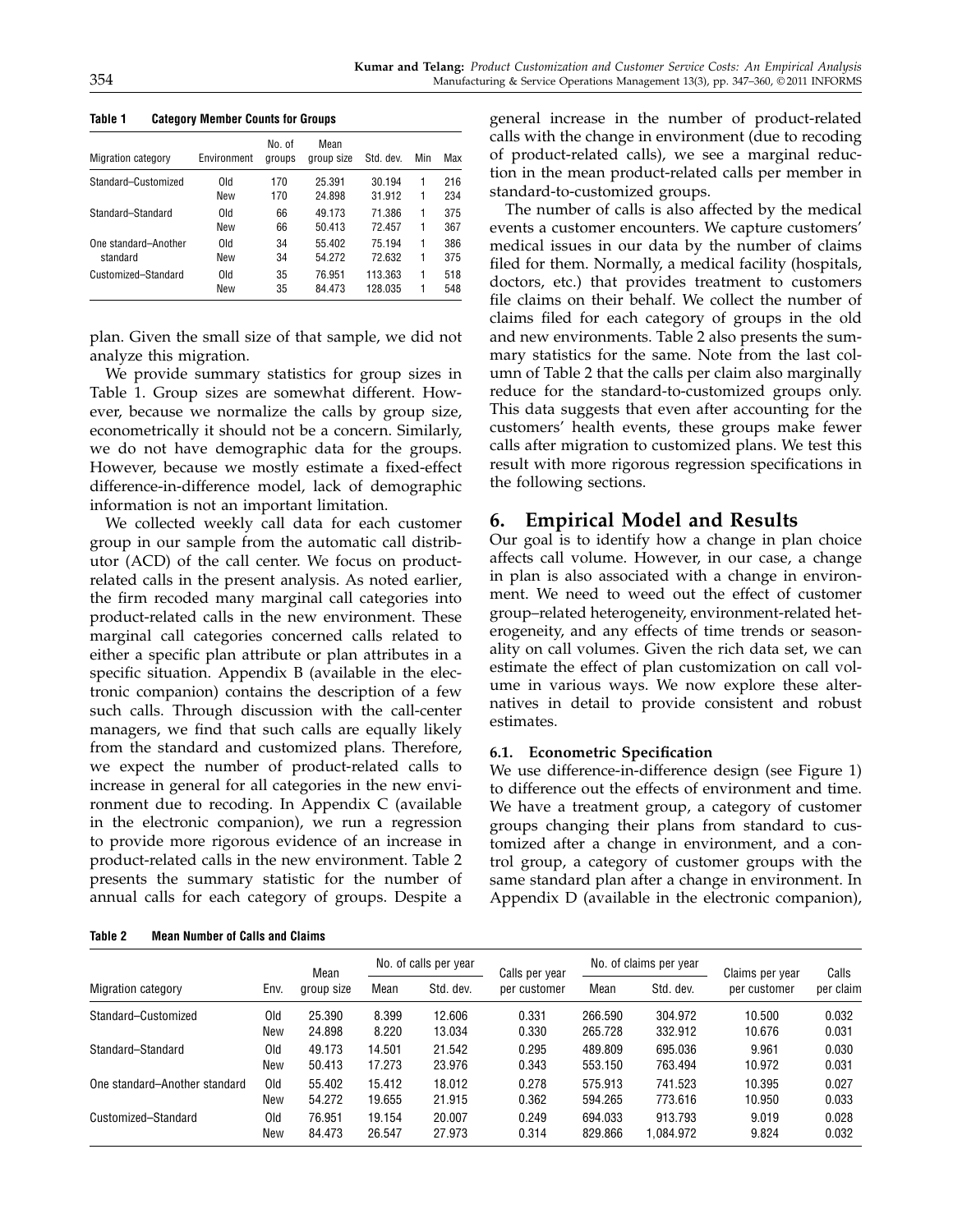**Table 1 Category Member Counts for Groups**

| Migration category | Environment | No. of groups | Mean group size | Std. dev. | Min | Max |
|---|---|---|---|---|---|---|
| Standard–Customized | Old | 170 | 25.391 | 30.194 | 1 | 216 |
| | New | 170 | 24.898 | 31.912 | 1 | 234 |
| Standard–Standard | Old | 66 | 49.173 | 71.386 | 1 | 375 |
| | New | 66 | 50.413 | 72.457 | 1 | 367 |
| One standard–Another standard | Old | 34 | 55.402 | 75.194 | 1 | 386 |
| | New | 34 | 54.272 | 72.632 | 1 | 375 |
| Customized–Standard | Old | 35 | 76.951 | 113.363 | 1 | 518 |
| | New | 35 | 84.473 | 128.035 | 1 | 548 |

plan. Given the small size of that sample, we did not analyze this migration.

We provide summary statistics for group sizes in Table 1. Group sizes are somewhat different. However, because we normalize the calls by group size, econometrically it should not be a concern. Similarly, we do not have demographic data for the groups. However, because we mostly estimate a fixed-effect difference-in-difference model, lack of demographic information is not an important limitation.

We collected weekly call data for each customer group in our sample from the automatic call distributor (ACD) of the call center. We focus on product-related calls in the present analysis. As noted earlier, the firm recoded many marginal call categories into product-related calls in the new environment. These marginal call categories concerned calls related to either a specific plan attribute or plan attributes in a specific situation. Appendix B (available in the electronic companion) contains the description of a few such calls. Through discussion with the call-center managers, we find that such calls are equally likely from the standard and customized plans. Therefore, we expect the number of product-related calls to increase in general for all categories in the new environment due to recoding. In Appendix C (available in the electronic companion), we run a regression to provide more rigorous evidence of an increase in product-related calls in the new environment. Table 2 presents the summary statistic for the number of annual calls for each category of groups. Despite a general increase in the number of product-related calls with the change in environment (due to recoding of product-related calls), we see a marginal reduction in the mean product-related calls per member in standard-to-customized groups.

The number of calls is also affected by the medical events a customer encounters. We capture customers' medical issues in our data by the number of claims filed for them. Normally, a medical facility (hospitals, doctors, etc.) that provides treatment to customers file claims on their behalf. We collect the number of claims filed for each category of groups in the old and new environments. Table 2 also presents the summary statistics for the same. Note from the last column of Table 2 that the calls per claim also marginally reduce for the standard-to-customized groups only. This data suggests that even after accounting for the customers' health events, these groups make fewer calls after migration to customized plans. We test this result with more rigorous regression specifications in the following sections.

## 6. Empirical Model and Results

Our goal is to identify how a change in plan choice affects call volume. However, in our case, a change in plan is also associated with a change in environment. We need to weed out the effect of customer group–related heterogeneity, environment-related heterogeneity, and any effects of time trends or seasonality on call volumes. Given the rich data set, we can estimate the effect of plan customization on call volume in various ways. We now explore these alternatives in detail to provide consistent and robust estimates.

### 6.1. Econometric Specification

We use difference-in-difference design (see Figure 1) to difference out the effects of environment and time. We have a treatment group, a category of customer groups changing their plans from standard to customized after a change in environment, and a control group, a category of customer groups with the same standard plan after a change in environment. In Appendix D (available in the electronic companion),

**Table 2 Mean Number of Calls and Claims**

| Migration category | Env. | Mean group size | No. of calls per year | | Calls per year per customer | No. of claims per year | | Claims per year per customer | Calls per claim |
|---|---|---|---|---|---|---|---|---|---|
| | | | Mean | Std. dev. | | Mean | Std. dev. | | |
| Standard–Customized | Old | 25.390 | 8.399 | 12.606 | 0.331 | 266.590 | 304.972 | 10.500 | 0.032 |
| | New | 24.898 | 8.220 | 13.034 | 0.330 | 265.728 | 332.912 | 10.676 | 0.031 |
| Standard–Standard | Old | 49.173 | 14.501 | 21.542 | 0.295 | 489.809 | 695.036 | 9.961 | 0.030 |
| | New | 50.413 | 17.273 | 23.976 | 0.343 | 553.150 | 763.494 | 10.972 | 0.031 |
| One standard–Another standard | Old | 55.402 | 15.412 | 18.012 | 0.278 | 575.913 | 741.523 | 10.395 | 0.027 |
| | New | 54.272 | 19.655 | 21.915 | 0.362 | 594.265 | 773.616 | 10.950 | 0.033 |
| Customized–Standard | Old | 76.951 | 19.154 | 20.007 | 0.249 | 694.033 | 913.793 | 9.019 | 0.028 |
| | New | 84.473 | 26.547 | 27.973 | 0.314 | 829.866 | 1,084.972 | 9.824 | 0.032 |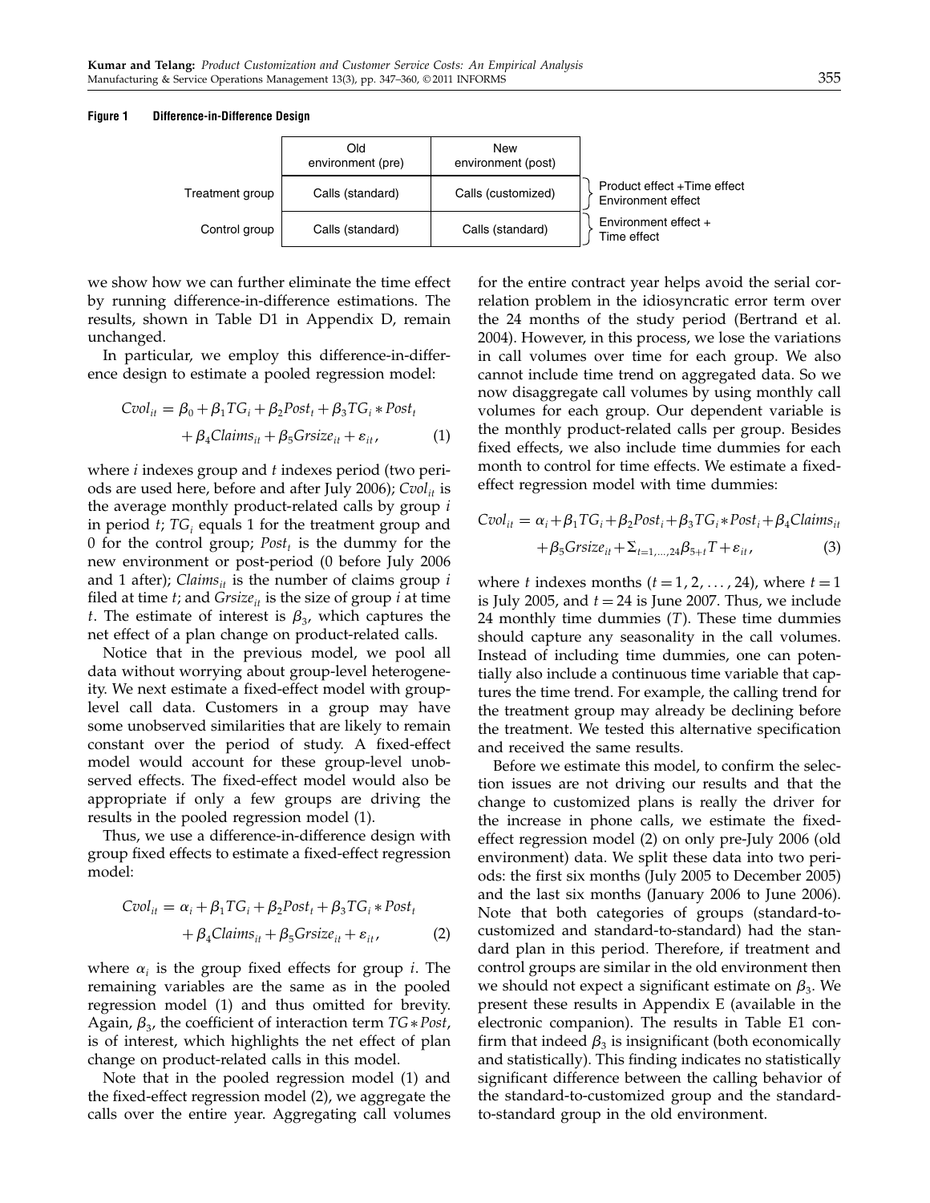**Figure 1 Difference-in-Difference Design**

| | Old environment (pre) | New environment (post) | |
|---|---|---|---|
| Treatment group | Calls (standard) | Calls (customized) | Product effect + Time effect Environment effect |
| Control group | Calls (standard) | Calls (standard) | Environment effect + Time effect |

we show how we can further eliminate the time effect by running difference-in-difference estimations. The results, shown in Table D1 in Appendix D, remain unchanged.

In particular, we employ this difference-in-difference design to estimate a pooled regression model:

$$Cvol_{it} = \beta_0 + \beta_1 TG_i + \beta_2 Post_t + \beta_3 TG_i * Post_t + \beta_4 Claims_{it} + \beta_5 Grsize_{it} + \varepsilon_{it}, \quad (1)$$

where $i$ indexes group and $t$ indexes period (two periods are used here, before and after July 2006); $Cvol_{it}$ is the average monthly product-related calls by group $i$ in period $t$; $TG_i$ equals 1 for the treatment group and 0 for the control group; $Post_t$ is the dummy for the new environment or post-period (0 before July 2006 and 1 after); $Claims_{it}$ is the number of claims group $i$ filed at time $t$; and $Grsize_{it}$ is the size of group $i$ at time $t$. The estimate of interest is $\beta_3$, which captures the net effect of a plan change on product-related calls.

Notice that in the previous model, we pool all data without worrying about group-level heterogeneity. We next estimate a fixed-effect model with group-level call data. Customers in a group may have some unobserved similarities that are likely to remain constant over the period of study. A fixed-effect model would account for these group-level unobserved effects. The fixed-effect model would also be appropriate if only a few groups are driving the results in the pooled regression model (1).

Thus, we use a difference-in-difference design with group fixed effects to estimate a fixed-effect regression model:

$$Cvol_{it} = \alpha_i + \beta_1 TG_i + \beta_2 Post_t + \beta_3 TG_i * Post_t + \beta_4 Claims_{it} + \beta_5 Grsize_{it} + \varepsilon_{it}, \quad (2)$$

where $\alpha_i$ is the group fixed effects for group $i$. The remaining variables are the same as in the pooled regression model (1) and thus omitted for brevity. Again, $\beta_3$, the coefficient of interaction term $TG * Post$, is of interest, which highlights the net effect of plan change on product-related calls in this model.

Note that in the pooled regression model (1) and the fixed-effect regression model (2), we aggregate the calls over the entire year. Aggregating call volumes for the entire contract year helps avoid the serial correlation problem in the idiosyncratic error term over the 24 months of the study period (Bertrand et al. 2004). However, in this process, we lose the variations in call volumes over time for each group. We also cannot include time trend on aggregated data. So we now disaggregate call volumes by using monthly call volumes for each group. Our dependent variable is the monthly product-related calls per group. Besides fixed effects, we also include time dummies for each month to control for time effects. We estimate a fixed-effect regression model with time dummies:

$$Cvol_{it} = \alpha_i + \beta_1 TG_i + \beta_2 Post_t + \beta_3 TG_i * Post_t + \beta_4 Claims_{it} + \beta_5 Grsize_{it} + \Sigma_{t=1,\ldots,24} \beta_{5+t} T + \varepsilon_{it}, \quad (3)$$

where $t$ indexes months ($t = 1, 2, \ldots, 24$), where $t = 1$ is July 2005, and $t = 24$ is June 2007. Thus, we include 24 monthly time dummies ($T$). These time dummies should capture any seasonality in the call volumes. Instead of including time dummies, one can potentially also include a continuous time variable that captures the time trend. For example, the calling trend for the treatment group may already be declining before the treatment. We tested this alternative specification and received the same results.

Before we estimate this model, to confirm the selection issues are not driving our results and that the change to customized plans is really the driver for the increase in phone calls, we estimate the fixed-effect regression model (2) on only pre-July 2006 (old environment) data. We split these data into two periods: the first six months (July 2005 to December 2005) and the last six months (January 2006 to June 2006). Note that both categories of groups (standard-to-customized and standard-to-standard) had the standard plan in this period. Therefore, if treatment and control groups are similar in the old environment then we should not expect a significant estimate on $\beta_3$. We present these results in Appendix E (available in the electronic companion). The results in Table E1 confirm that indeed $\beta_3$ is insignificant (both economically and statistically). This finding indicates no statistically significant difference between the calling behavior of the standard-to-customized group and the standard-to-standard group in the old environment.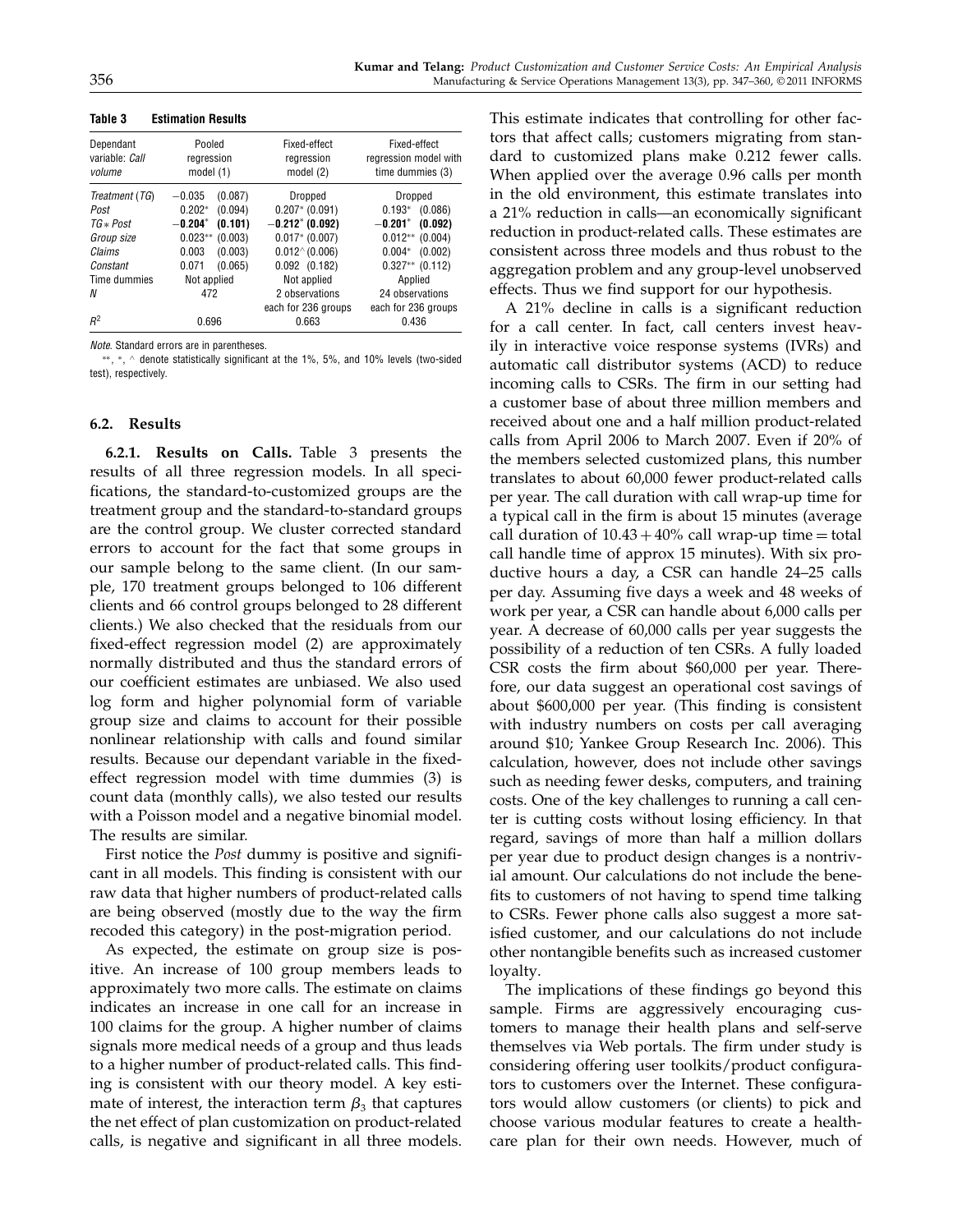**Table 3 Estimation Results**

| Dependant variable: *Call volume* | Pooled regression model (1) | Fixed-effect regression model (2) | Fixed-effect regression model with time dummies (3) |
|---|---|---|---|
| *Treatment* (*TG*) | −0.035 (0.087) | Dropped | Dropped |
| *Post* | 0.202* (0.094) | 0.207* (0.091) | 0.193* (0.086) |
| *TG* ∗ *Post* | **−0.204*** **(0.101)** | **−0.212* (0.092)** | **−0.201*** **(0.092)** |
| *Group size* | 0.023** (0.003) | 0.017* (0.007) | 0.012** (0.004) |
| *Claims* | 0.003 (0.003) | 0.012^ (0.006) | 0.004* (0.002) |
| *Constant* | 0.071 (0.065) | 0.092 (0.182) | 0.327** (0.112) |
| Time dummies | Not applied | Not applied | Applied |
| *N* | 472 | 2 observations each for 236 groups | 24 observations each for 236 groups |
| $R^2$ | 0.696 | 0.663 | 0.436 |

*Note.* Standard errors are in parentheses.

**, *, ^ denote statistically significant at the 1%, 5%, and 10% levels (two-sided test), respectively.

### 6.2. Results

**6.2.1. Results on Calls.** Table 3 presents the results of all three regression models. In all specifications, the standard-to-customized groups are the treatment group and the standard-to-standard groups are the control group. We cluster corrected standard errors to account for the fact that some groups in our sample belong to the same client. (In our sample, 170 treatment groups belonged to 106 different clients and 66 control groups belonged to 28 different clients.) We also checked that the residuals from our fixed-effect regression model (2) are approximately normally distributed and thus the standard errors of our coefficient estimates are unbiased. We also used log form and higher polynomial form of variable group size and claims to account for their possible nonlinear relationship with calls and found similar results. Because our dependant variable in the fixed-effect regression model with time dummies (3) is count data (monthly calls), we also tested our results with a Poisson model and a negative binomial model. The results are similar.

First notice the *Post* dummy is positive and significant in all models. This finding is consistent with our raw data that higher numbers of product-related calls are being observed (mostly due to the way the firm recoded this category) in the post-migration period.

As expected, the estimate on group size is positive. An increase of 100 group members leads to approximately two more calls. The estimate on claims indicates an increase in one call for an increase in 100 claims for the group. A higher number of claims signals more medical needs of a group and thus leads to a higher number of product-related calls. This finding is consistent with our theory model. A key estimate of interest, the interaction term $\beta_3$ that captures the net effect of plan customization on product-related calls, is negative and significant in all three models. This estimate indicates that controlling for other factors that affect calls; customers migrating from standard to customized plans make 0.212 fewer calls. When applied over the average 0.96 calls per month in the old environment, this estimate translates into a 21% reduction in calls—an economically significant reduction in product-related calls. These estimates are consistent across three models and thus robust to the aggregation problem and any group-level unobserved effects. Thus we find support for our hypothesis.

A 21% decline in calls is a significant reduction for a call center. In fact, call centers invest heavily in interactive voice response systems (IVRs) and automatic call distributor systems (ACD) to reduce incoming calls to CSRs. The firm in our setting had a customer base of about three million members and received about one and a half million product-related calls from April 2006 to March 2007. Even if 20% of the members selected customized plans, this number translates to about 60,000 fewer product-related calls per year. The call duration with call wrap-up time for a typical call in the firm is about 15 minutes (average call duration of $10.43 + 40\%$ call wrap-up time = total call handle time of approx 15 minutes). With six productive hours a day, a CSR can handle 24–25 calls per day. Assuming five days a week and 48 weeks of work per year, a CSR can handle about 6,000 calls per year. A decrease of 60,000 calls per year suggests the possibility of a reduction of ten CSRs. A fully loaded CSR costs the firm about $60,000 per year. Therefore, our data suggest an operational cost savings of about $600,000 per year. (This finding is consistent with industry numbers on costs per call averaging around $10; Yankee Group Research Inc. 2006). This calculation, however, does not include other savings such as needing fewer desks, computers, and training costs. One of the key challenges to running a call center is cutting costs without losing efficiency. In that regard, savings of more than half a million dollars per year due to product design changes is a nontrivial amount. Our calculations do not include the benefits to customers of not having to spend time talking to CSRs. Fewer phone calls also suggest a more satisfied customer, and our calculations do not include other nontangible benefits such as increased customer loyalty.

The implications of these findings go beyond this sample. Firms are aggressively encouraging customers to manage their health plans and self-serve themselves via Web portals. The firm under study is considering offering user toolkits/product configurators to customers over the Internet. These configurators would allow customers (or clients) to pick and choose various modular features to create a health-care plan for their own needs. However, much of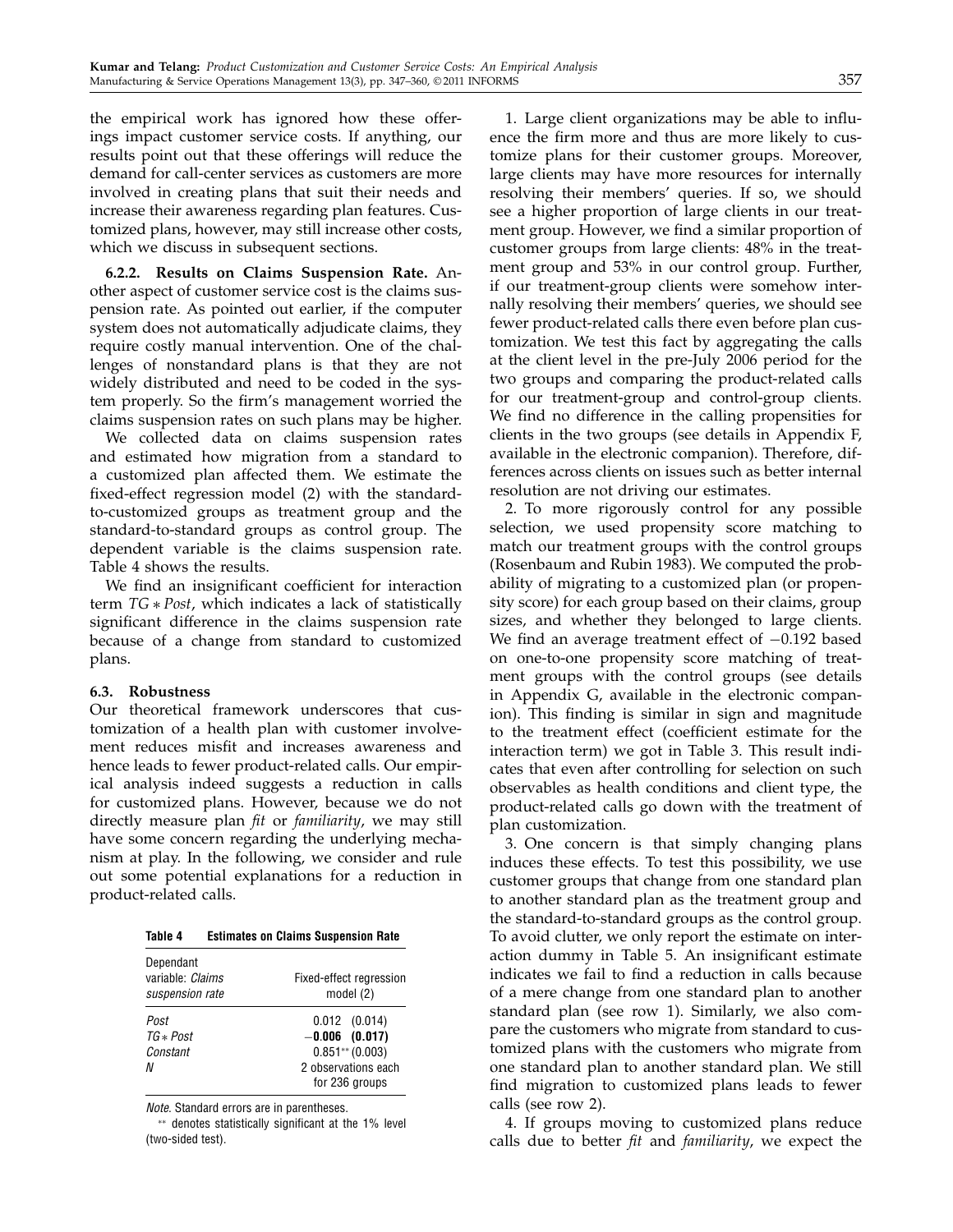the empirical work has ignored how these offerings impact customer service costs. If anything, our results point out that these offerings will reduce the demand for call-center services as customers are more involved in creating plans that suit their needs and increase their awareness regarding plan features. Customized plans, however, may still increase other costs, which we discuss in subsequent sections.

**6.2.2. Results on Claims Suspension Rate.** Another aspect of customer service cost is the claims suspension rate. As pointed out earlier, if the computer system does not automatically adjudicate claims, they require costly manual intervention. One of the challenges of nonstandard plans is that they are not widely distributed and need to be coded in the system properly. So the firm's management worried the claims suspension rates on such plans may be higher.

We collected data on claims suspension rates and estimated how migration from a standard to a customized plan affected them. We estimate the fixed-effect regression model (2) with the standard-to-customized groups as treatment group and the standard-to-standard groups as control group. The dependent variable is the claims suspension rate. Table 4 shows the results.

We find an insignificant coefficient for interaction term $TG * Post$, which indicates a lack of statistically significant difference in the claims suspension rate because of a change from standard to customized plans.

### 6.3. Robustness

Our theoretical framework underscores that customization of a health plan with customer involvement reduces misfit and increases awareness and hence leads to fewer product-related calls. Our empirical analysis indeed suggests a reduction in calls for customized plans. However, because we do not directly measure plan *fit* or *familiarity*, we may still have some concern regarding the underlying mechanism at play. In the following, we consider and rule out some potential explanations for a reduction in product-related calls.

**Table 4 Estimates on Claims Suspension Rate**

| Dependant variable: *Claims suspension rate* | Fixed-effect regression model (2) |
|---|---|
| *Post* | 0.012 (0.014) |
| *TG * Post* | **−0.006 (0.017)** |
| *Constant* | 0.851** (0.003) |
| *N* | 2 observations each for 236 groups |

*Note.* Standard errors are in parentheses.

** denotes statistically significant at the 1% level (two-sided test).

1. Large client organizations may be able to influence the firm more and thus are more likely to customize plans for their customer groups. Moreover, large clients may have more resources for internally resolving their members' queries. If so, we should see a higher proportion of large clients in our treatment group. However, we find a similar proportion of customer groups from large clients: 48% in the treatment group and 53% in our control group. Further, if our treatment-group clients were somehow internally resolving their members' queries, we should see fewer product-related calls there even before plan customization. We test this fact by aggregating the calls at the client level in the pre-July 2006 period for the two groups and comparing the product-related calls for our treatment-group and control-group clients. We find no difference in the calling propensities for clients in the two groups (see details in Appendix F, available in the electronic companion). Therefore, differences across clients on issues such as better internal resolution are not driving our estimates.

2. To more rigorously control for any possible selection, we used propensity score matching to match our treatment groups with the control groups (Rosenbaum and Rubin 1983). We computed the probability of migrating to a customized plan (or propensity score) for each group based on their claims, group sizes, and whether they belonged to large clients. We find an average treatment effect of −0.192 based on one-to-one propensity score matching of treatment groups with the control groups (see details in Appendix G, available in the electronic companion). This finding is similar in sign and magnitude to the treatment effect (coefficient estimate for the interaction term) we got in Table 3. This result indicates that even after controlling for selection on such observables as health conditions and client type, the product-related calls go down with the treatment of plan customization.

3. One concern is that simply changing plans induces these effects. To test this possibility, we use customer groups that change from one standard plan to another standard plan as the treatment group and the standard-to-standard groups as the control group. To avoid clutter, we only report the estimate on interaction dummy in Table 5. An insignificant estimate indicates we fail to find a reduction in calls because of a mere change from one standard plan to another standard plan (see row 1). Similarly, we also compare the customers who migrate from standard to customized plans with the customers who migrate from one standard plan to another standard plan. We still find migration to customized plans leads to fewer calls (see row 2).

4. If groups moving to customized plans reduce calls due to better *fit* and *familiarity*, we expect the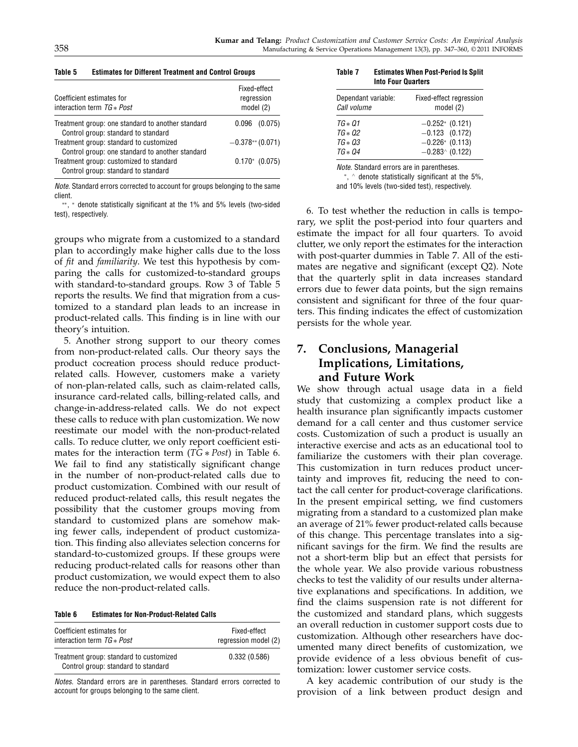**Table 5 Estimates for Different Treatment and Control Groups**

| Coefficient estimates for interaction term $TG * Post$ | Fixed-effect regression model (2) |
|---|---|
| Treatment group: one standard to another standard<br>Control group: standard to standard | 0.096 (0.075) |
| Treatment group: standard to customized<br>Control group: one standard to another standard | $-0.378^{**}$ (0.071) |
| Treatment group: customized to standard<br>Control group: standard to standard | $0.170^{*}$ (0.075) |

*Note.* Standard errors corrected to account for groups belonging to the same client.

$^{**}$, $^{*}$ denote statistically significant at the 1% and 5% levels (two-sided test), respectively.

groups who migrate from a customized to a standard plan to accordingly make higher calls due to the loss of *fit* and *familiarity*. We test this hypothesis by comparing the calls for customized-to-standard groups with standard-to-standard groups. Row 3 of Table 5 reports the results. We find that migration from a customized to a standard plan leads to an increase in product-related calls. This finding is in line with our theory's intuition.

5. Another strong support to our theory comes from non-product-related calls. Our theory says the product cocreation process should reduce product-related calls. However, customers make a variety of non-plan-related calls, such as claim-related calls, insurance card-related calls, billing-related calls, and change-in-address-related calls. We do not expect these calls to reduce with plan customization. We now reestimate our model with the non-product-related calls. To reduce clutter, we only report coefficient estimates for the interaction term ($TG * Post$) in Table 6. We fail to find any statistically significant change in the number of non-product-related calls due to product customization. Combined with our result of reduced product-related calls, this result negates the possibility that the customer groups moving from standard to customized plans are somehow making fewer calls, independent of product customization. This finding also alleviates selection concerns for standard-to-customized groups. If these groups were reducing product-related calls for reasons other than product customization, we would expect them to also reduce the non-product-related calls.

**Table 6 Estimates for Non-Product-Related Calls**

| Coefficient estimates for interaction term $TG * Post$ | Fixed-effect regression model (2) |
|---|---|
| Treatment group: standard to customized<br>Control group: standard to standard | 0.332 (0.586) |

*Notes.* Standard errors are in parentheses. Standard errors corrected to account for groups belonging to the same client.

**Table 7 Estimates When Post-Period Is Split Into Four Quarters**

| Dependant variable: *Call volume* | Fixed-effect regression model (2) |
|---|---|
| $TG * Q1$ | $-0.252^{*}$ (0.121) |
| $TG * Q2$ | $-0.123$ (0.172) |
| $TG * Q3$ | $-0.226^{*}$ (0.113) |
| $TG * Q4$ | $-0.283^{\wedge}$ (0.122) |

*Note.* Standard errors are in parentheses.

$^{*}$, $^{\wedge}$ denote statistically significant at the 5%, and 10% levels (two-sided test), respectively.

6. To test whether the reduction in calls is temporary, we split the post-period into four quarters and estimate the impact for all four quarters. To avoid clutter, we only report the estimates for the interaction with post-quarter dummies in Table 7. All of the estimates are negative and significant (except Q2). Note that the quarterly split in data increases standard errors due to fewer data points, but the sign remains consistent and significant for three of the four quarters. This finding indicates the effect of customization persists for the whole year.

## 7. Conclusions, Managerial Implications, Limitations, and Future Work

We show through actual usage data in a field study that customizing a complex product like a health insurance plan significantly impacts customer demand for a call center and thus customer service costs. Customization of such a product is usually an interactive exercise and acts as an educational tool to familiarize the customers with their plan coverage. This customization in turn reduces product uncertainty and improves fit, reducing the need to contact the call center for product-coverage clarifications. In the present empirical setting, we find customers migrating from a standard to a customized plan make an average of 21% fewer product-related calls because of this change. This percentage translates into a significant savings for the firm. We find the results are not a short-term blip but an effect that persists for the whole year. We also provide various robustness checks to test the validity of our results under alternative explanations and specifications. In addition, we find the claims suspension rate is not different for the customized and standard plans, which suggests an overall reduction in customer support costs due to customization. Although other researchers have documented many direct benefits of customization, we provide evidence of a less obvious benefit of customization: lower customer service costs.

A key academic contribution of our study is the provision of a link between product design and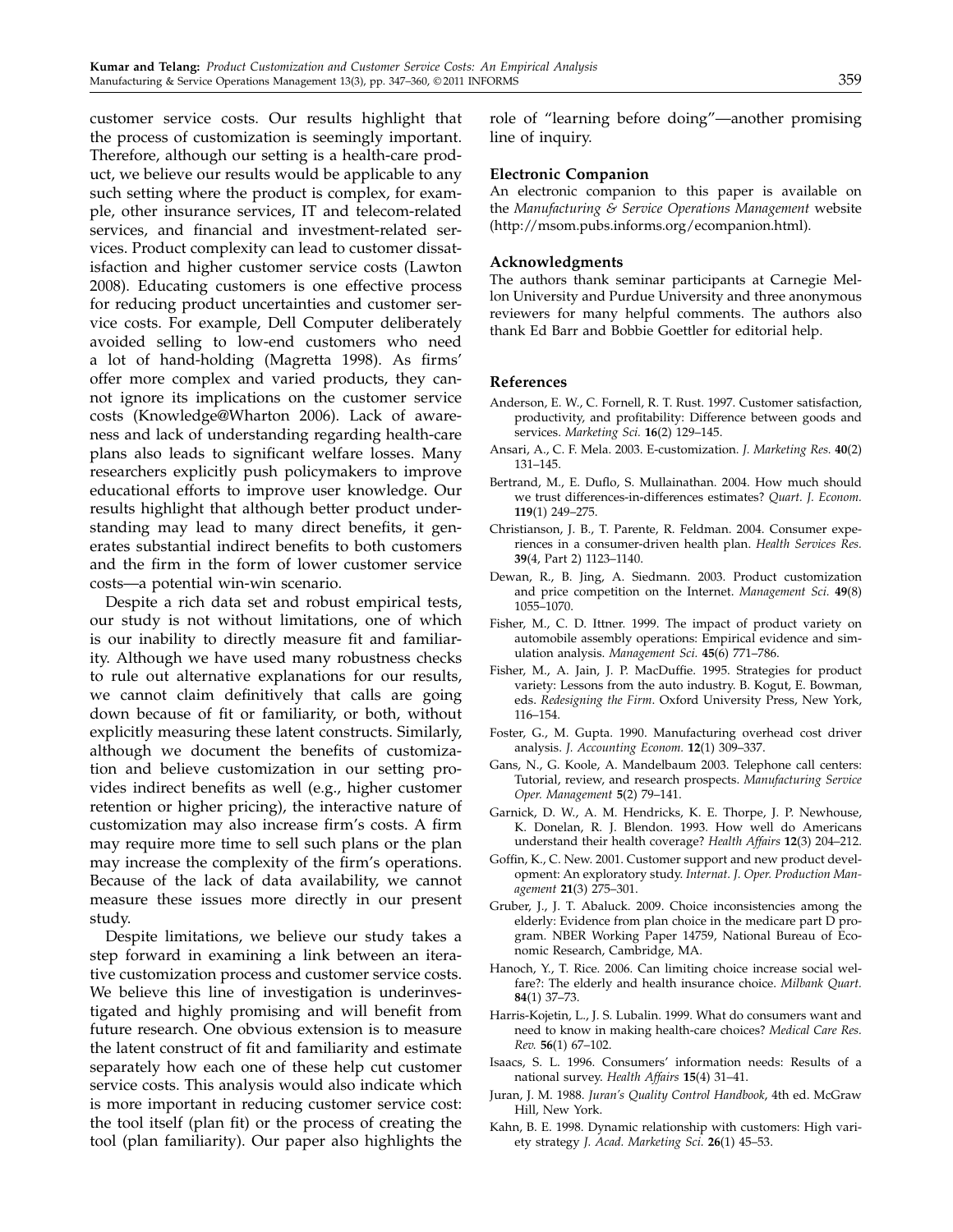customer service costs. Our results highlight that the process of customization is seemingly important. Therefore, although our setting is a health-care product, we believe our results would be applicable to any such setting where the product is complex, for example, other insurance services, IT and telecom-related services, and financial and investment-related services. Product complexity can lead to customer dissatisfaction and higher customer service costs (Lawton 2008). Educating customers is one effective process for reducing product uncertainties and customer service costs. For example, Dell Computer deliberately avoided selling to low-end customers who need a lot of hand-holding (Magretta 1998). As firms' offer more complex and varied products, they cannot ignore its implications on the customer service costs (Knowledge@Wharton 2006). Lack of awareness and lack of understanding regarding health-care plans also leads to significant welfare losses. Many researchers explicitly push policymakers to improve educational efforts to improve user knowledge. Our results highlight that although better product understanding may lead to many direct benefits, it generates substantial indirect benefits to both customers and the firm in the form of lower customer service costs—a potential win-win scenario.

Despite a rich data set and robust empirical tests, our study is not without limitations, one of which is our inability to directly measure fit and familiarity. Although we have used many robustness checks to rule out alternative explanations for our results, we cannot claim definitively that calls are going down because of fit or familiarity, or both, without explicitly measuring these latent constructs. Similarly, although we document the benefits of customization and believe customization in our setting provides indirect benefits as well (e.g., higher customer retention or higher pricing), the interactive nature of customization may also increase firm's costs. A firm may require more time to sell such plans or the plan may increase the complexity of the firm's operations. Because of the lack of data availability, we cannot measure these issues more directly in our present study.

Despite limitations, we believe our study takes a step forward in examining a link between an iterative customization process and customer service costs. We believe this line of investigation is underinvestigated and highly promising and will benefit from future research. One obvious extension is to measure the latent construct of fit and familiarity and estimate separately how each one of these help cut customer service costs. This analysis would also indicate which is more important in reducing customer service cost: the tool itself (plan fit) or the process of creating the tool (plan familiarity). Our paper also highlights the role of "learning before doing"—another promising line of inquiry.

### Electronic Companion

An electronic companion to this paper is available on the *Manufacturing & Service Operations Management* website (http://msom.pubs.informs.org/ecompanion.html).

### Acknowledgments

The authors thank seminar participants at Carnegie Mellon University and Purdue University and three anonymous reviewers for many helpful comments. The authors also thank Ed Barr and Bobbie Goettler for editorial help.

### References

Anderson, E. W., C. Fornell, R. T. Rust. 1997. Customer satisfaction, productivity, and profitability: Difference between goods and services. *Marketing Sci.* **16**(2) 129–145.

Ansari, A., C. F. Mela. 2003. E-customization. *J. Marketing Res.* **40**(2) 131–145.

Bertrand, M., E. Duflo, S. Mullainathan. 2004. How much should we trust differences-in-differences estimates? *Quart. J. Econom.* **119**(1) 249–275.

Christianson, J. B., T. Parente, R. Feldman. 2004. Consumer experiences in a consumer-driven health plan. *Health Services Res.* **39**(4, Part 2) 1123–1140.

Dewan, R., B. Jing, A. Siedmann. 2003. Product customization and price competition on the Internet. *Management Sci.* **49**(8) 1055–1070.

Fisher, M., C. D. Ittner. 1999. The impact of product variety on automobile assembly operations: Empirical evidence and simulation analysis. *Management Sci.* **45**(6) 771–786.

Fisher, M., A. Jain, J. P. MacDuffie. 1995. Strategies for product variety: Lessons from the auto industry. B. Kogut, E. Bowman, eds. *Redesigning the Firm*. Oxford University Press, New York, 116–154.

Foster, G., M. Gupta. 1990. Manufacturing overhead cost driver analysis. *J. Accounting Econom.* **12**(1) 309–337.

Gans, N., G. Koole, A. Mandelbaum 2003. Telephone call centers: Tutorial, review, and research prospects. *Manufacturing Service Oper. Management* **5**(2) 79–141.

Garnick, D. W., A. M. Hendricks, K. E. Thorpe, J. P. Newhouse, K. Donelan, R. J. Blendon. 1993. How well do Americans understand their health coverage? *Health Affairs* **12**(3) 204–212.

Goffin, K., C. New. 2001. Customer support and new product development: An exploratory study. *Internat. J. Oper. Production Management* **21**(3) 275–301.

Gruber, J., J. T. Abaluck. 2009. Choice inconsistencies among the elderly: Evidence from plan choice in the medicare part D program. NBER Working Paper 14759, National Bureau of Economic Research, Cambridge, MA.

Hanoch, Y., T. Rice. 2006. Can limiting choice increase social welfare?: The elderly and health insurance choice. *Milbank Quart.* **84**(1) 37–73.

Harris-Kojetin, L., J. S. Lubalin. 1999. What do consumers want and need to know in making health-care choices? *Medical Care Res. Rev.* **56**(1) 67–102.

Isaacs, S. L. 1996. Consumers' information needs: Results of a national survey. *Health Affairs* **15**(4) 31–41.

Juran, J. M. 1988. *Juran's Quality Control Handbook*, 4th ed. McGraw Hill, New York.

Kahn, B. E. 1998. Dynamic relationship with customers: High variety strategy *J. Acad. Marketing Sci.* **26**(1) 45–53.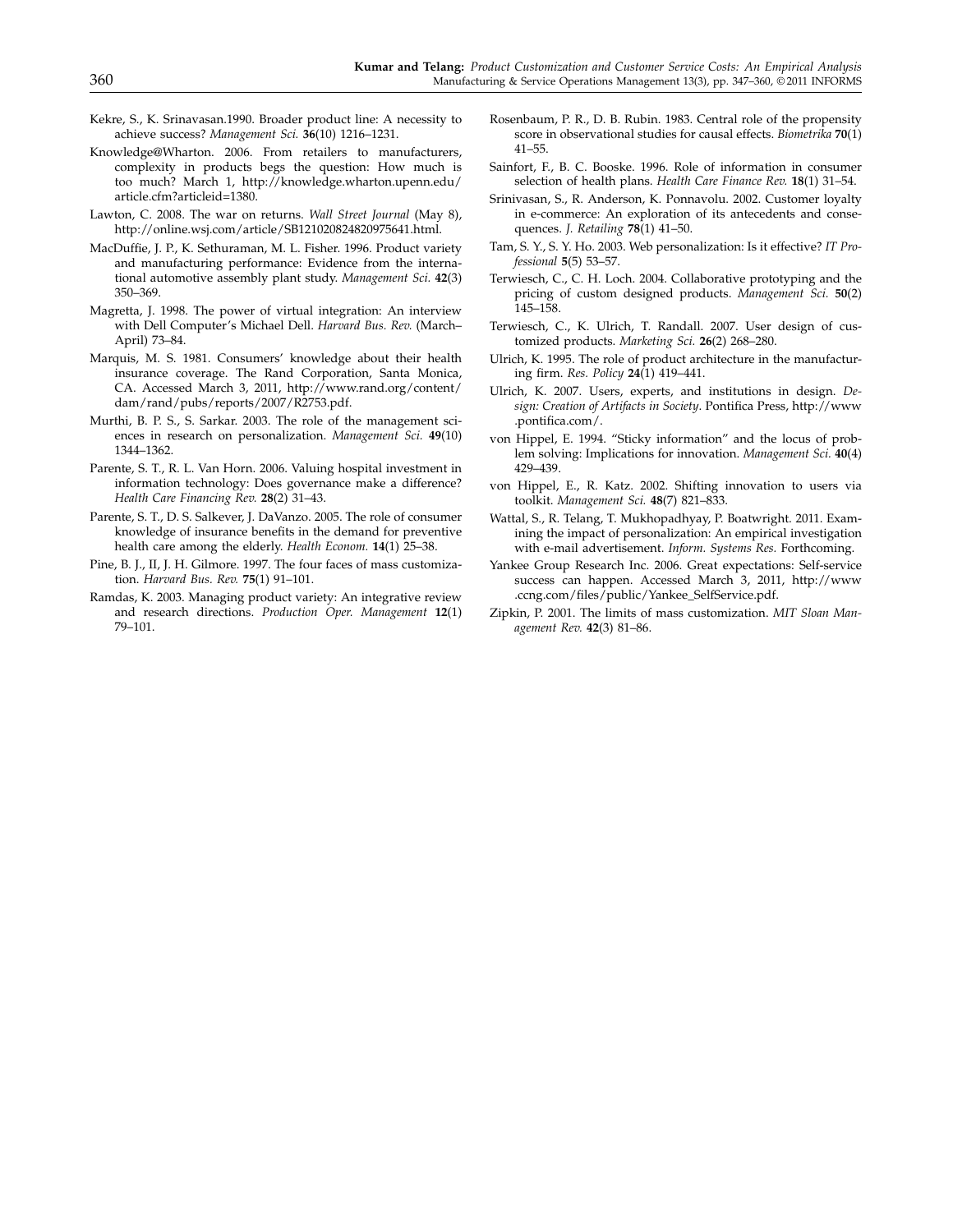Kekre, S., K. Srinavasan.1990. Broader product line: A necessity to achieve success? *Management Sci.* **36**(10) 1216–1231.

Knowledge@Wharton. 2006. From retailers to manufacturers, complexity in products begs the question: How much is too much? March 1, http://knowledge.wharton.upenn.edu/article.cfm?articleid=1380.

Lawton, C. 2008. The war on returns. *Wall Street Journal* (May 8), http://online.wsj.com/article/SB121020824820975641.html.

MacDuffie, J. P., K. Sethuraman, M. L. Fisher. 1996. Product variety and manufacturing performance: Evidence from the international automotive assembly plant study. *Management Sci.* **42**(3) 350–369.

Magretta, J. 1998. The power of virtual integration: An interview with Dell Computer's Michael Dell. *Harvard Bus. Rev.* (March–April) 73–84.

Marquis, M. S. 1981. Consumers' knowledge about their health insurance coverage. The Rand Corporation, Santa Monica, CA. Accessed March 3, 2011, http://www.rand.org/content/dam/rand/pubs/reports/2007/R2753.pdf.

Murthi, B. P. S., S. Sarkar. 2003. The role of the management sciences in research on personalization. *Management Sci.* **49**(10) 1344–1362.

Parente, S. T., R. L. Van Horn. 2006. Valuing hospital investment in information technology: Does governance make a difference? *Health Care Financing Rev.* **28**(2) 31–43.

Parente, S. T., D. S. Salkever, J. DaVanzo. 2005. The role of consumer knowledge of insurance benefits in the demand for preventive health care among the elderly. *Health Econom.* **14**(1) 25–38.

Pine, B. J., II, J. H. Gilmore. 1997. The four faces of mass customization. *Harvard Bus. Rev.* **75**(1) 91–101.

Ramdas, K. 2003. Managing product variety: An integrative review and research directions. *Production Oper. Management* **12**(1) 79–101.

Rosenbaum, P. R., D. B. Rubin. 1983. Central role of the propensity score in observational studies for causal effects. *Biometrika* **70**(1) 41–55.

Sainfort, F., B. C. Booske. 1996. Role of information in consumer selection of health plans. *Health Care Finance Rev.* **18**(1) 31–54.

Srinivasan, S., R. Anderson, K. Ponnavolu. 2002. Customer loyalty in e-commerce: An exploration of its antecedents and consequences. *J. Retailing* **78**(1) 41–50.

Tam, S. Y., S. Y. Ho. 2003. Web personalization: Is it effective? *IT Professional* **5**(5) 53–57.

Terwiesch, C., C. H. Loch. 2004. Collaborative prototyping and the pricing of custom designed products. *Management Sci.* **50**(2) 145–158.

Terwiesch, C., K. Ulrich, T. Randall. 2007. User design of customized products. *Marketing Sci.* **26**(2) 268–280.

Ulrich, K. 1995. The role of product architecture in the manufacturing firm. *Res. Policy* **24**(1) 419–441.

Ulrich, K. 2007. Users, experts, and institutions in design. *Design: Creation of Artifacts in Society*. Pontifica Press, http://www.pontifica.com/.

von Hippel, E. 1994. "Sticky information" and the locus of problem solving: Implications for innovation. *Management Sci.* **40**(4) 429–439.

von Hippel, E., R. Katz. 2002. Shifting innovation to users via toolkit. *Management Sci.* **48**(7) 821–833.

Wattal, S., R. Telang, T. Mukhopadhyay, P. Boatwright. 2011. Examining the impact of personalization: An empirical investigation with e-mail advertisement. *Inform. Systems Res.* Forthcoming.

Yankee Group Research Inc. 2006. Great expectations: Self-service success can happen. Accessed March 3, 2011, http://www.ccng.com/files/public/Yankee_SelfService.pdf.

Zipkin, P. 2001. The limits of mass customization. *MIT Sloan Management Rev.* **42**(3) 81–86.